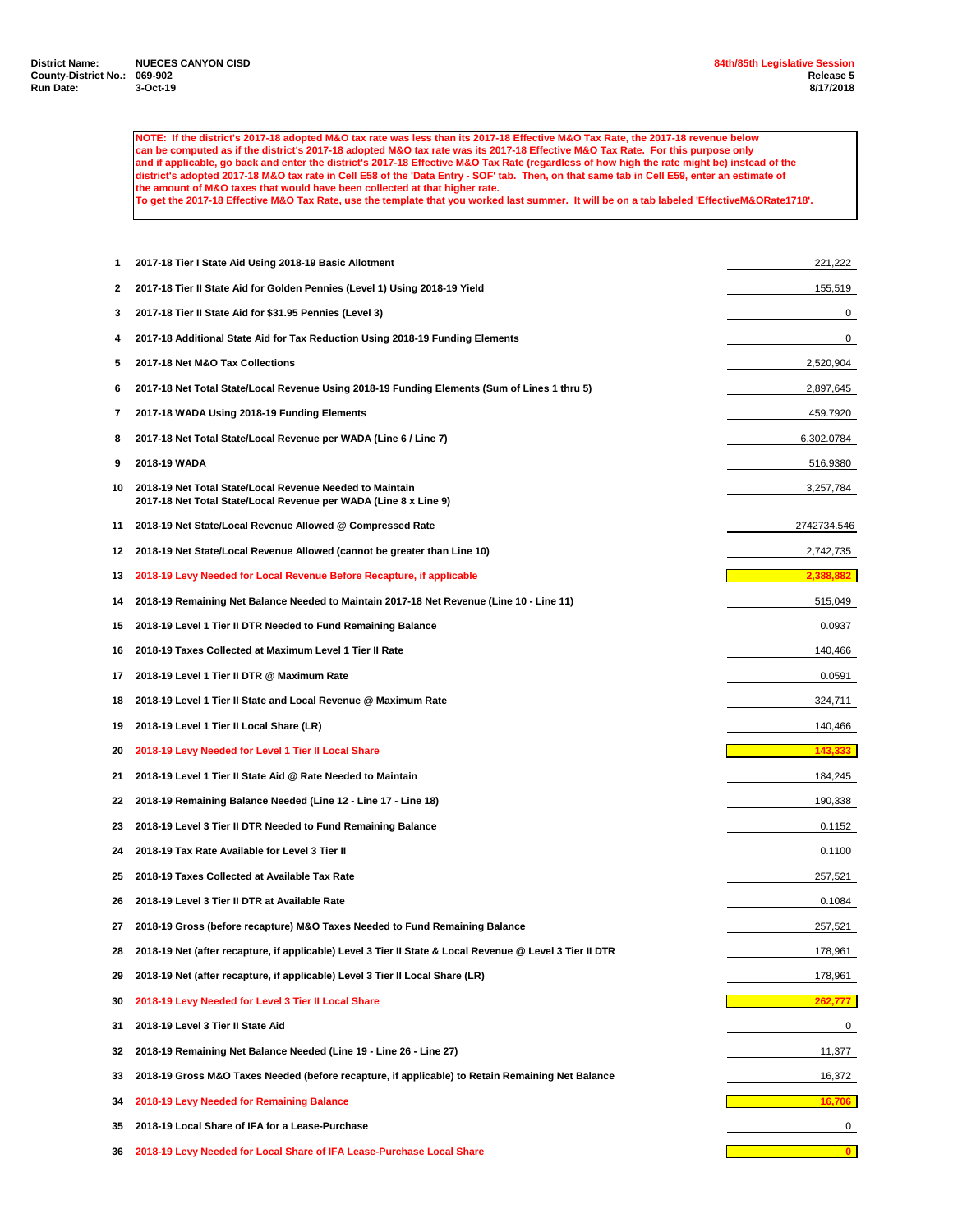**District Name:** NUECES CANYON CISD
**County-District No.:** 069-902
**Run Date:** 3-Oct-19

**84th/85th Legislative Session**
**Release 5**
**8/17/2018**

**NOTE: If the district's 2017-18 adopted M&O tax rate was less than its 2017-18 Effective M&O Tax Rate, the 2017-18 revenue below can be computed as if the district's 2017-18 adopted M&O tax rate was its 2017-18 Effective M&O Tax Rate. For this purpose only and if applicable, go back and enter the district's 2017-18 Effective M&O Tax Rate (regardless of how high the rate might be) instead of the district's adopted 2017-18 M&O tax rate in Cell E58 of the 'Data Entry - SOF' tab. Then, on that same tab in Cell E59, enter an estimate of the amount of M&O taxes that would have been collected at that higher rate.**
**To get the 2017-18 Effective M&O Tax Rate, use the template that you worked last summer. It will be on a tab labeled 'EffectiveM&ORate1718'.**

| Line | Description | Amount |
|---|---|---|
| 1 | 2017-18 Tier I State Aid Using 2018-19 Basic Allotment | 221,222 |
| 2 | 2017-18 Tier II State Aid for Golden Pennies (Level 1) Using 2018-19 Yield | 155,519 |
| 3 | 2017-18 Tier II State Aid for $31.95 Pennies (Level 3) | 0 |
| 4 | 2017-18 Additional State Aid for Tax Reduction Using 2018-19 Funding Elements | 0 |
| 5 | 2017-18 Net M&O Tax Collections | 2,520,904 |
| 6 | 2017-18 Net Total State/Local Revenue Using 2018-19 Funding Elements (Sum of Lines 1 thru 5) | 2,897,645 |
| 7 | 2017-18 WADA Using 2018-19 Funding Elements | 459.7920 |
| 8 | 2017-18 Net Total State/Local Revenue per WADA (Line 6 / Line 7) | 6,302.0784 |
| 9 | 2018-19 WADA | 516.9380 |
| 10 | 2018-19 Net Total State/Local Revenue Needed to Maintain 2017-18 Net Total State/Local Revenue per WADA (Line 8 x Line 9) | 3,257,784 |
| 11 | 2018-19 Net State/Local Revenue Allowed @ Compressed Rate | 2742734.546 |
| 12 | 2018-19 Net State/Local Revenue Allowed (cannot be greater than Line 10) | 2,742,735 |
| 13 | 2018-19 Levy Needed for Local Revenue Before Recapture, if applicable | **2,388,882** |
| 14 | 2018-19 Remaining Net Balance Needed to Maintain 2017-18 Net Revenue (Line 10 - Line 11) | 515,049 |
| 15 | 2018-19 Level 1 Tier II DTR Needed to Fund Remaining Balance | 0.0937 |
| 16 | 2018-19 Taxes Collected at Maximum Level 1 Tier II Rate | 140,466 |
| 17 | 2018-19 Level 1 Tier II DTR @ Maximum Rate | 0.0591 |
| 18 | 2018-19 Level 1 Tier II State and Local Revenue @ Maximum Rate | 324,711 |
| 19 | 2018-19 Level 1 Tier II Local Share (LR) | 140,466 |
| 20 | 2018-19 Levy Needed for Level 1 Tier II Local Share | **143,333** |
| 21 | 2018-19 Level 1 Tier II State Aid @ Rate Needed to Maintain | 184,245 |
| 22 | 2018-19 Remaining Balance Needed (Line 12 - Line 17 - Line 18) | 190,338 |
| 23 | 2018-19 Level 3 Tier II DTR Needed to Fund Remaining Balance | 0.1152 |
| 24 | 2018-19 Tax Rate Available for Level 3 Tier II | 0.1100 |
| 25 | 2018-19 Taxes Collected at Available Tax Rate | 257,521 |
| 26 | 2018-19 Level 3 Tier II DTR at Available Rate | 0.1084 |
| 27 | 2018-19 Gross (before recapture) M&O Taxes Needed to Fund Remaining Balance | 257,521 |
| 28 | 2018-19 Net (after recapture, if applicable) Level 3 Tier II State & Local Revenue @ Level 3 Tier II DTR | 178,961 |
| 29 | 2018-19 Net (after recapture, if applicable) Level 3 Tier II Local Share (LR) | 178,961 |
| 30 | 2018-19 Levy Needed for Level 3 Tier II Local Share | **262,777** |
| 31 | 2018-19 Level 3 Tier II State Aid | 0 |
| 32 | 2018-19 Remaining Net Balance Needed (Line 19 - Line 26 - Line 27) | 11,377 |
| 33 | 2018-19 Gross M&O Taxes Needed (before recapture, if applicable) to Retain Remaining Net Balance | 16,372 |
| 34 | 2018-19 Levy Needed for Remaining Balance | **16,706** |
| 35 | 2018-19 Local Share of IFA for a Lease-Purchase | 0 |
| 36 | 2018-19 Levy Needed for Local Share of IFA Lease-Purchase Local Share | **0** |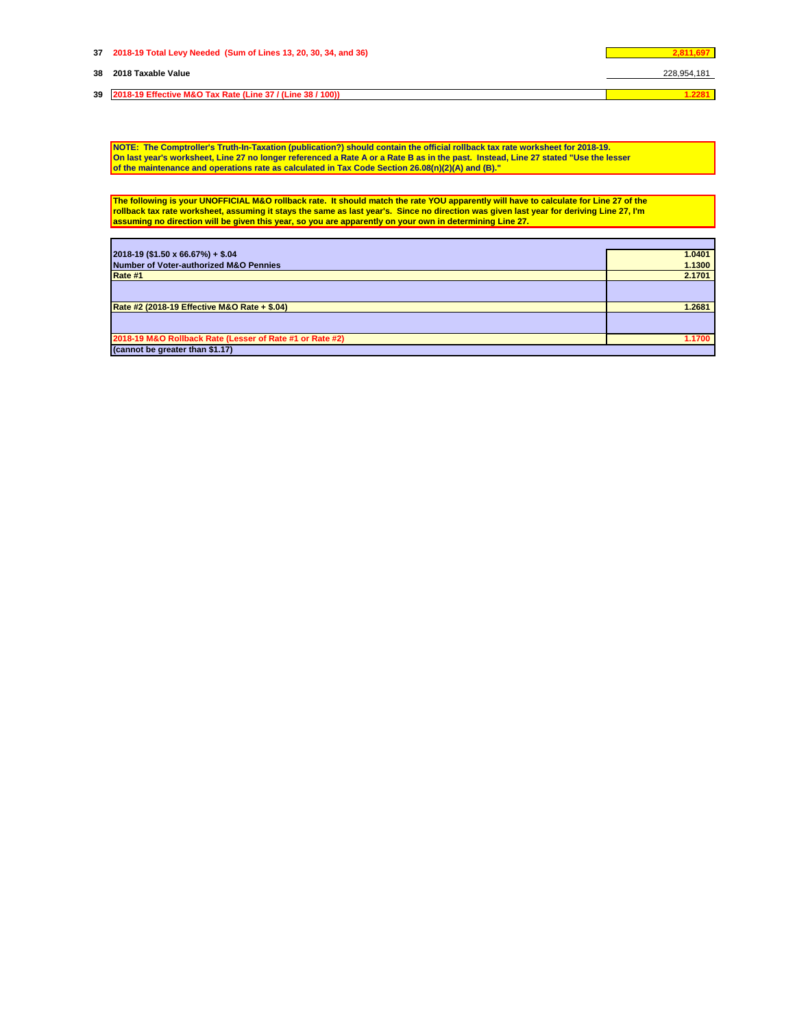| | | |
|---|---|---|
| 37 | **2018-19 Total Levy Needed (Sum of Lines 13, 20, 30, 34, and 36)** | **2,811,697** |
| 38 | **2018 Taxable Value** | 228,954,181 |
| 39 | **2018-19 Effective M&O Tax Rate (Line 37 / (Line 38 / 100))** | **1.2281** |

**NOTE: The Comptroller's Truth-In-Taxation (publication?) should contain the official rollback tax rate worksheet for 2018-19. On last year's worksheet, Line 27 no longer referenced a Rate A or a Rate B as in the past. Instead, Line 27 stated "Use the lesser of the maintenance and operations rate as calculated in Tax Code Section 26.08(n)(2)(A) and (B)."**

**The following is your UNOFFICIAL M&O rollback rate. It should match the rate YOU apparently will have to calculate for Line 27 of the rollback tax rate worksheet, assuming it stays the same as last year's. Since no direction was given last year for deriving Line 27, I'm assuming no direction will be given this year, so you are apparently on your own in determining Line 27.**

| | |
|---|---|
| **2018-19 ($1.50 x 66.67%) + $.04** | **1.0401** |
| **Number of Voter-authorized M&O Pennies** | **1.1300** |
| **Rate #1** | **2.1701** |
| | |
| **Rate #2 (2018-19 Effective M&O Rate + $.04)** | **1.2681** |
| | |
| **2018-19 M&O Rollback Rate (Lesser of Rate #1 or Rate #2)** | **1.1700** |
| **(cannot be greater than $1.17)** | |